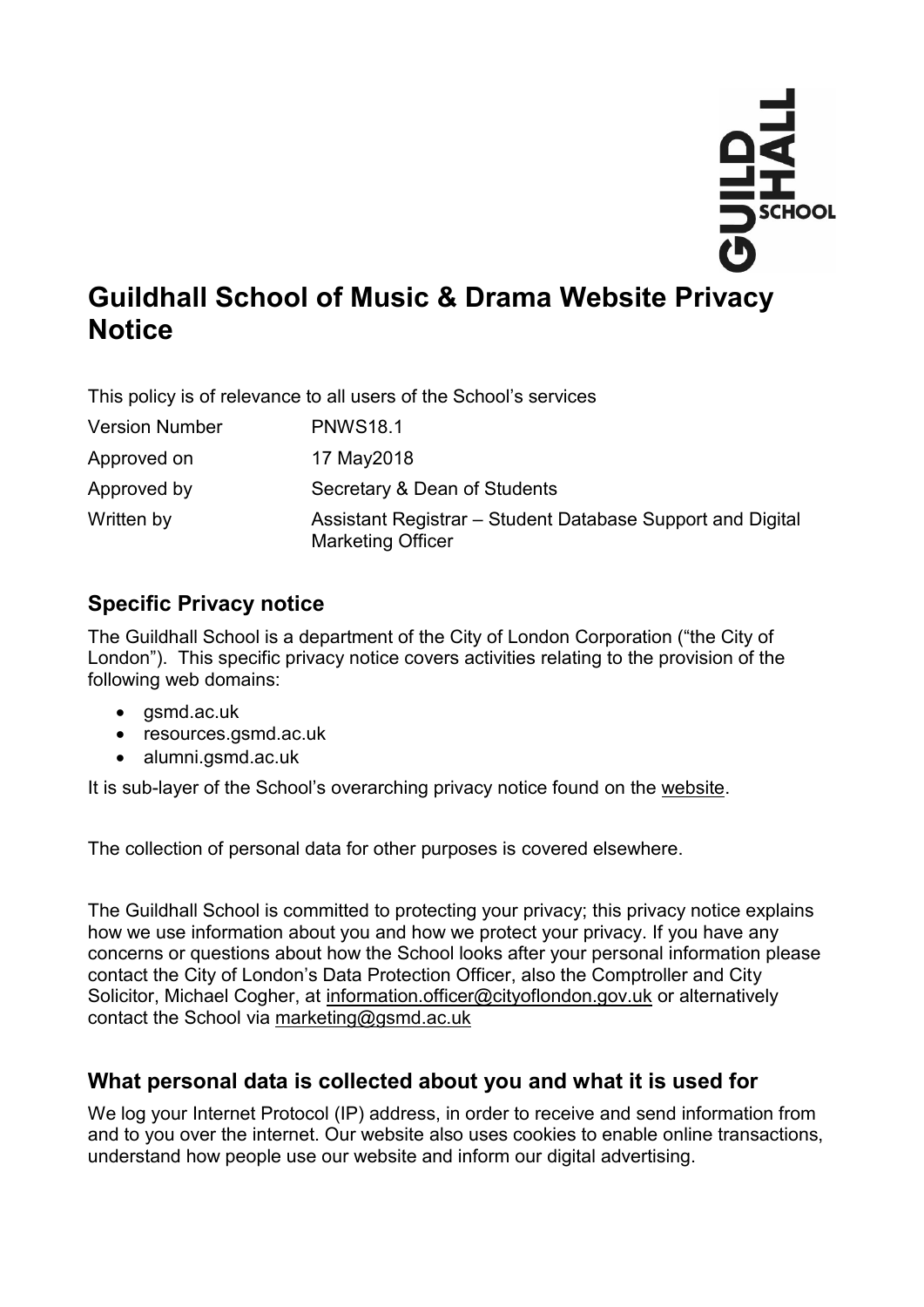# Guildhall School of Music & Drama Website Privacy Notice

This policy is of relevance to all users of the School's services

| | |
|---|---|
| Version Number | PNWS18.1 |
| Approved on | 17 May2018 |
| Approved by | Secretary & Dean of Students |
| Written by | Assistant Registrar – Student Database Support and Digital Marketing Officer |

## Specific Privacy notice

The Guildhall School is a department of the City of London Corporation ("the City of London"). This specific privacy notice covers activities relating to the provision of the following web domains:

- gsmd.ac.uk
- resources.gsmd.ac.uk
- alumni.gsmd.ac.uk

It is sub-layer of the School's overarching privacy notice found on the website.

The collection of personal data for other purposes is covered elsewhere.

The Guildhall School is committed to protecting your privacy; this privacy notice explains how we use information about you and how we protect your privacy. If you have any concerns or questions about how the School looks after your personal information please contact the City of London's Data Protection Officer, also the Comptroller and City Solicitor, Michael Cogher, at information.officer@cityoflondon.gov.uk or alternatively contact the School via marketing@gsmd.ac.uk

## What personal data is collected about you and what it is used for

We log your Internet Protocol (IP) address, in order to receive and send information from and to you over the internet. Our website also uses cookies to enable online transactions, understand how people use our website and inform our digital advertising.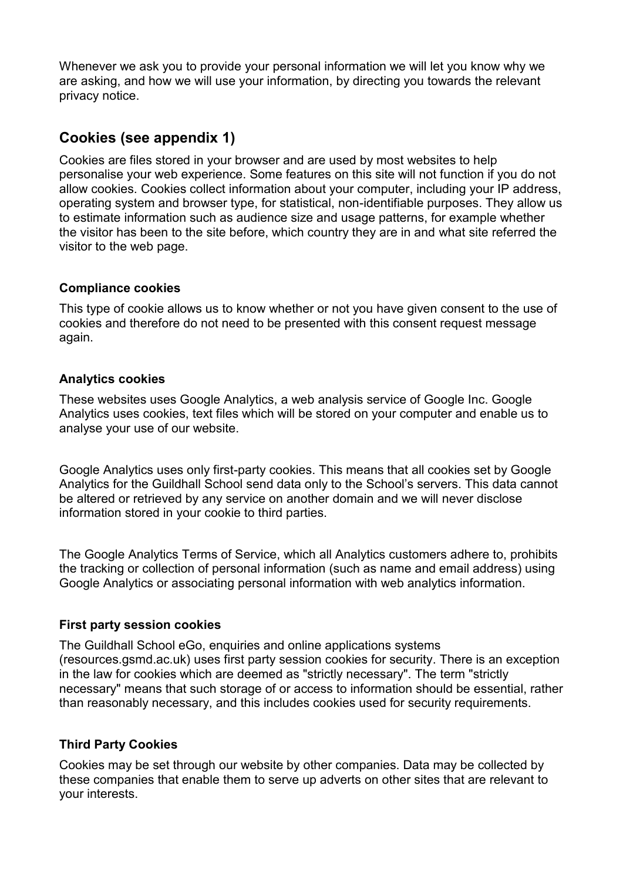Whenever we ask you to provide your personal information we will let you know why we are asking, and how we will use your information, by directing you towards the relevant privacy notice.

## Cookies (see appendix 1)

Cookies are files stored in your browser and are used by most websites to help personalise your web experience. Some features on this site will not function if you do not allow cookies. Cookies collect information about your computer, including your IP address, operating system and browser type, for statistical, non-identifiable purposes. They allow us to estimate information such as audience size and usage patterns, for example whether the visitor has been to the site before, which country they are in and what site referred the visitor to the web page.

### Compliance cookies

This type of cookie allows us to know whether or not you have given consent to the use of cookies and therefore do not need to be presented with this consent request message again.

### Analytics cookies

These websites uses Google Analytics, a web analysis service of Google Inc. Google Analytics uses cookies, text files which will be stored on your computer and enable us to analyse your use of our website.

Google Analytics uses only first-party cookies. This means that all cookies set by Google Analytics for the Guildhall School send data only to the School's servers. This data cannot be altered or retrieved by any service on another domain and we will never disclose information stored in your cookie to third parties.

The Google Analytics Terms of Service, which all Analytics customers adhere to, prohibits the tracking or collection of personal information (such as name and email address) using Google Analytics or associating personal information with web analytics information.

### First party session cookies

The Guildhall School eGo, enquiries and online applications systems (resources.gsmd.ac.uk) uses first party session cookies for security. There is an exception in the law for cookies which are deemed as "strictly necessary". The term "strictly necessary" means that such storage of or access to information should be essential, rather than reasonably necessary, and this includes cookies used for security requirements.

### Third Party Cookies

Cookies may be set through our website by other companies. Data may be collected by these companies that enable them to serve up adverts on other sites that are relevant to your interests.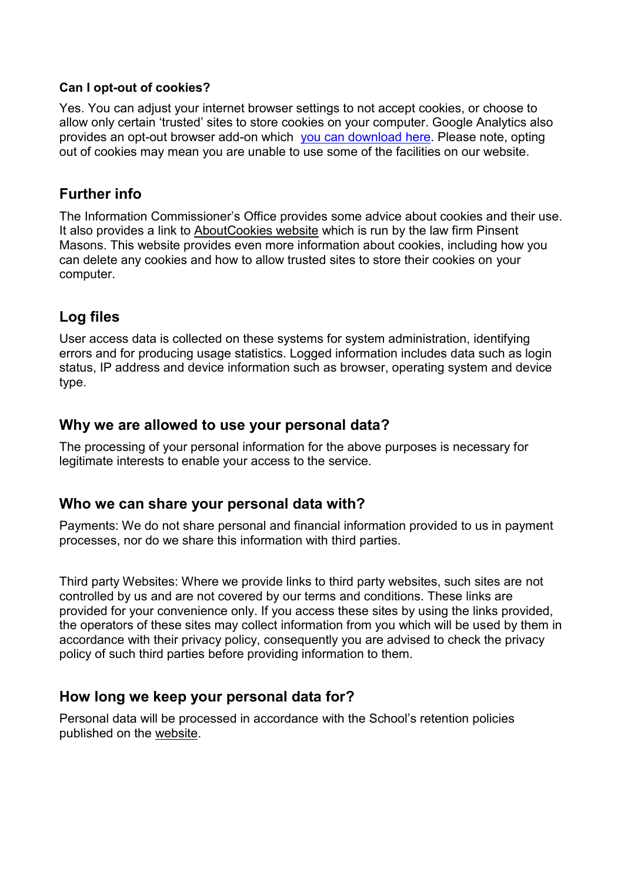### Can I opt-out of cookies?

Yes. You can adjust your internet browser settings to not accept cookies, or choose to allow only certain 'trusted' sites to store cookies on your computer. Google Analytics also provides an opt-out browser add-on which you can download here. Please note, opting out of cookies may mean you are unable to use some of the facilities on our website.

## Further info

The Information Commissioner's Office provides some advice about cookies and their use. It also provides a link to AboutCookies website which is run by the law firm Pinsent Masons. This website provides even more information about cookies, including how you can delete any cookies and how to allow trusted sites to store their cookies on your computer.

## Log files

User access data is collected on these systems for system administration, identifying errors and for producing usage statistics. Logged information includes data such as login status, IP address and device information such as browser, operating system and device type.

## Why we are allowed to use your personal data?

The processing of your personal information for the above purposes is necessary for legitimate interests to enable your access to the service.

## Who we can share your personal data with?

Payments: We do not share personal and financial information provided to us in payment processes, nor do we share this information with third parties.

Third party Websites: Where we provide links to third party websites, such sites are not controlled by us and are not covered by our terms and conditions. These links are provided for your convenience only. If you access these sites by using the links provided, the operators of these sites may collect information from you which will be used by them in accordance with their privacy policy, consequently you are advised to check the privacy policy of such third parties before providing information to them.

## How long we keep your personal data for?

Personal data will be processed in accordance with the School's retention policies published on the website.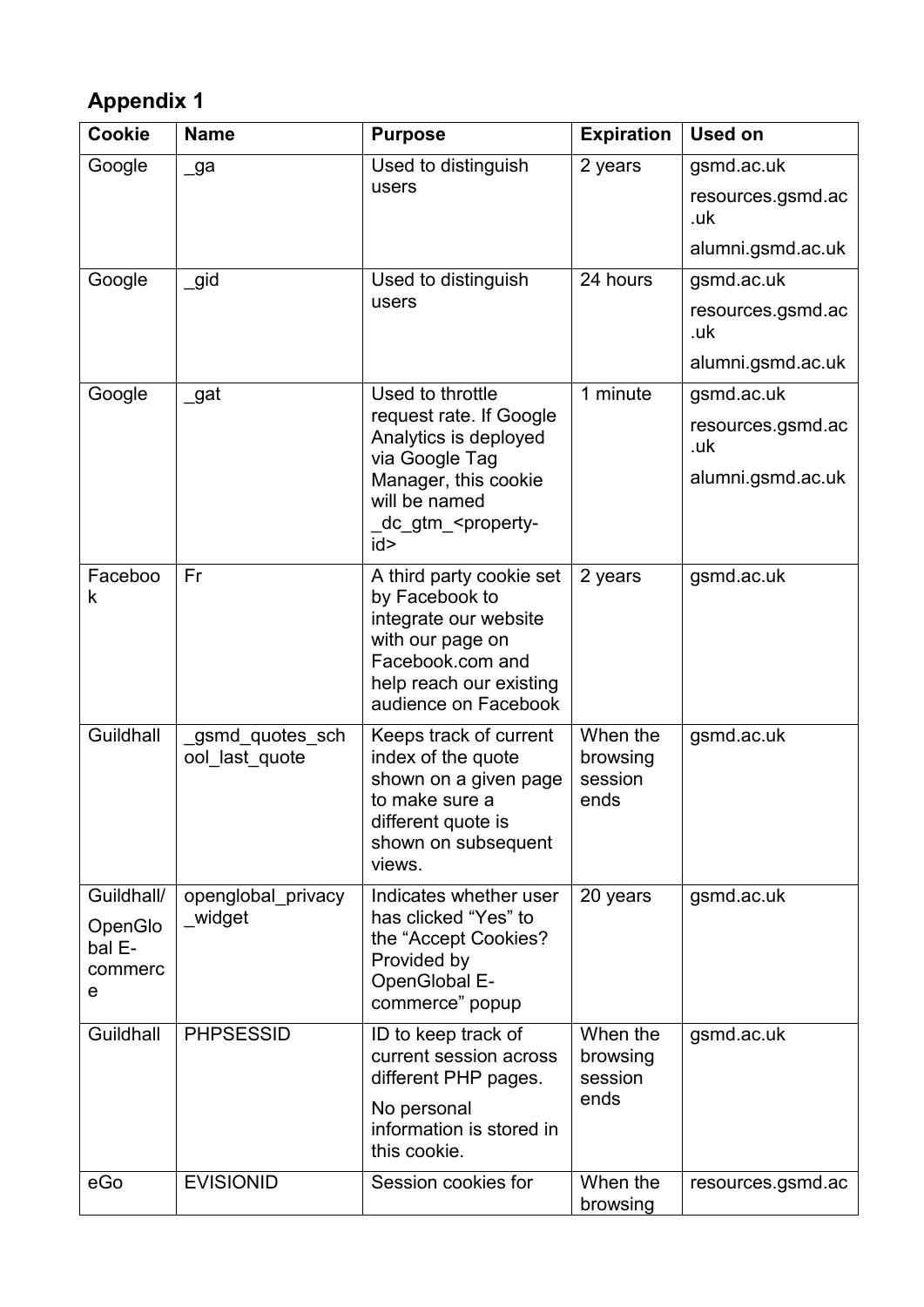## Appendix 1

| Cookie | Name | Purpose | Expiration | Used on |
|---|---|---|---|---|
| Google | _ga | Used to distinguish users | 2 years | gsmd.ac.uk<br>resources.gsmd.ac.uk<br>alumni.gsmd.ac.uk |
| Google | _gid | Used to distinguish users | 24 hours | gsmd.ac.uk<br>resources.gsmd.ac.uk<br>alumni.gsmd.ac.uk |
| Google | _gat | Used to throttle request rate. If Google Analytics is deployed via Google Tag Manager, this cookie will be named _dc_gtm_<property-id> | 1 minute | gsmd.ac.uk<br>resources.gsmd.ac.uk<br>alumni.gsmd.ac.uk |
| Facebook | Fr | A third party cookie set by Facebook to integrate our website with our page on Facebook.com and help reach our existing audience on Facebook | 2 years | gsmd.ac.uk |
| Guildhall | _gsmd_quotes_school_last_quote | Keeps track of current index of the quote shown on a given page to make sure a different quote is shown on subsequent views. | When the browsing session ends | gsmd.ac.uk |
| Guildhall/ OpenGlobal E-commerce | openglobal_privacy_widget | Indicates whether user has clicked "Yes" to the "Accept Cookies? Provided by OpenGlobal E-commerce" popup | 20 years | gsmd.ac.uk |
| Guildhall | PHPSESSID | ID to keep track of current session across different PHP pages.<br>No personal information is stored in this cookie. | When the browsing session ends | gsmd.ac.uk |
| eGo | EVISIONID | Session cookies for | When the browsing | resources.gsmd.ac |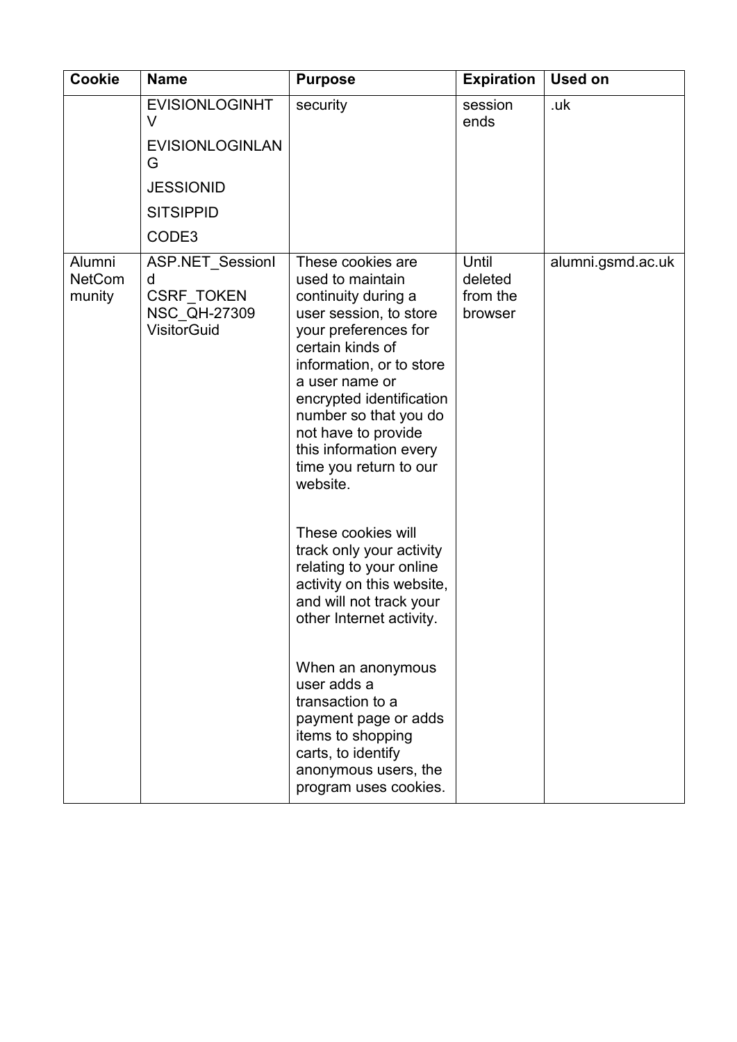| Cookie | Name | Purpose | Expiration | Used on |
|---|---|---|---|---|
| | EVISIONLOGINHTV<br>EVISIONLOGINLANG<br>JESSIONID<br>SITSIPPID<br>CODE3 | security | session ends | .uk |
| Alumni NetCommunity | ASP.NET_SessionId<br>CSRF_TOKEN<br>NSC_QH-27309<br>VisitorGuid | These cookies are used to maintain continuity during a user session, to store your preferences for certain kinds of information, or to store a user name or encrypted identification number so that you do not have to provide this information every time you return to our website.<br><br>These cookies will track only your activity relating to your online activity on this website, and will not track your other Internet activity.<br><br>When an anonymous user adds a transaction to a payment page or adds items to shopping carts, to identify anonymous users, the program uses cookies. | Until deleted from the browser | alumni.gsmd.ac.uk |